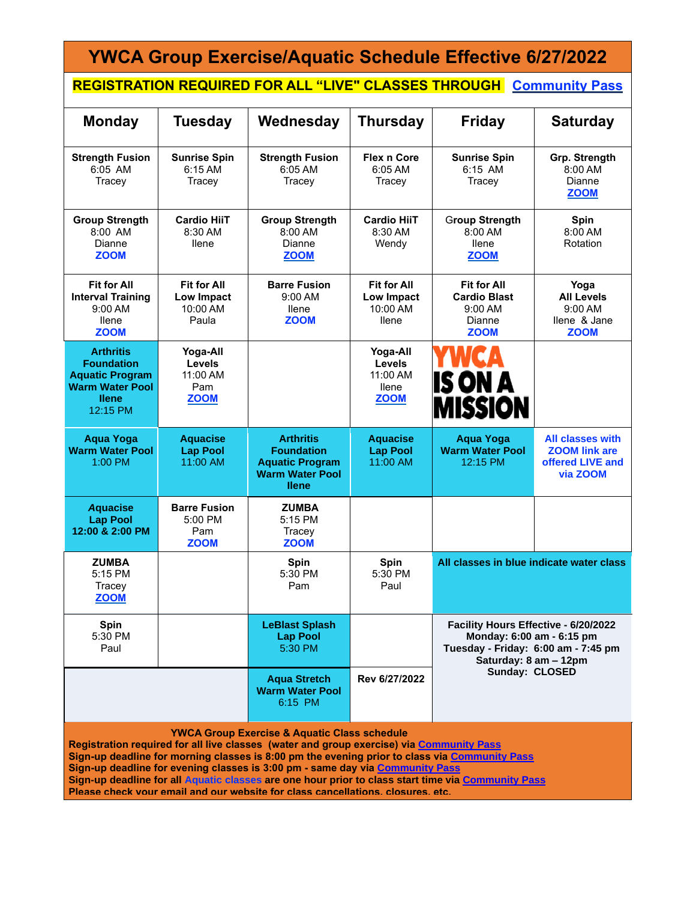# YWCA Group Exercise/Aquatic Schedule Effective 6/27/2022

**REGISTRATION REQUIRED FOR ALL "LIVE" CLASSES THROUGH** **Community Pass**

| Monday | Tuesday | Wednesday | Thursday | Friday | Saturday |
|---|---|---|---|---|---|
| **Strength Fusion** 6:05 AM Tracey | **Sunrise Spin** 6:15 AM Tracey | **Strength Fusion** 6:05 AM Tracey | **Flex n Core** 6:05 AM Tracey | **Sunrise Spin** 6:15 AM Tracey | **Grp. Strength** 8:00 AM Dianne **ZOOM** |
| **Group Strength** 8:00 AM Dianne **ZOOM** | **Cardio HiiT** 8:30 AM Ilene | **Group Strength** 8:00 AM Dianne **ZOOM** | **Cardio HiiT** 8:30 AM Wendy | **Group Strength** 8:00 AM Ilene **ZOOM** | **Spin** 8:00 AM Rotation |
| **Fit for All Interval Training** 9:00 AM Ilene **ZOOM** | **Fit for All Low Impact** 10:00 AM Paula | **Barre Fusion** 9:00 AM Ilene **ZOOM** | **Fit for All Low Impact** 10:00 AM Ilene | **Fit for All Cardio Blast** 9:00 AM Dianne **ZOOM** | **Yoga All Levels** 9:00 AM Ilene & Jane **ZOOM** |
| **Arthritis Foundation Aquatic Program Warm Water Pool Ilene** 12:15 PM | **Yoga-All Levels** 11:00 AM Pam **ZOOM** | | **Yoga-All Levels** 11:00 AM Ilene **ZOOM** | YWCA IS ON A MISSION | |
| **Aqua Yoga Warm Water Pool** 1:00 PM | **Aquacise Lap Pool** 11:00 AM | **Arthritis Foundation Aquatic Program Warm Water Pool Ilene** | **Aquacise Lap Pool** 11:00 AM | **Aqua Yoga Warm Water Pool** 12:15 PM | **All classes with ZOOM link are offered LIVE and via ZOOM** |
| ***Aquacise* Lap Pool 12:00 & 2:00 PM** | **Barre Fusion** 5:00 PM Pam **ZOOM** | **ZUMBA** 5:15 PM Tracey **ZOOM** | | | |
| **ZUMBA** 5:15 PM Tracey **ZOOM** | | **Spin** 5:30 PM Pam | **Spin** 5:30 PM Paul | **All classes in blue indicate water class** | |
| **Spin** 5:30 PM Paul | | **LeBlast Splash Lap Pool** 5:30 PM | | **Facility Hours Effective - 6/20/2022** Monday: 6:00 am - 6:15 pm Tuesday - Friday: 6:00 am - 7:45 pm Saturday: 8 am – 12pm Sunday: CLOSED | |
| | | **Aqua Stretch Warm Water Pool** 6:15 PM | **Rev 6/27/2022** | | |

**YWCA Group Exercise & Aquatic Class schedule**
**Registration required for all live classes (water and group exercise) via Community Pass**
**Sign-up deadline for morning classes is 8:00 pm the evening prior to class via Community Pass**
**Sign-up deadline for evening classes is 3:00 pm - same day via Community Pass**
**Sign-up deadline for all Aquatic classes are one hour prior to class start time via Community Pass**
**Please check your email and our website for class cancellations, closures, etc.**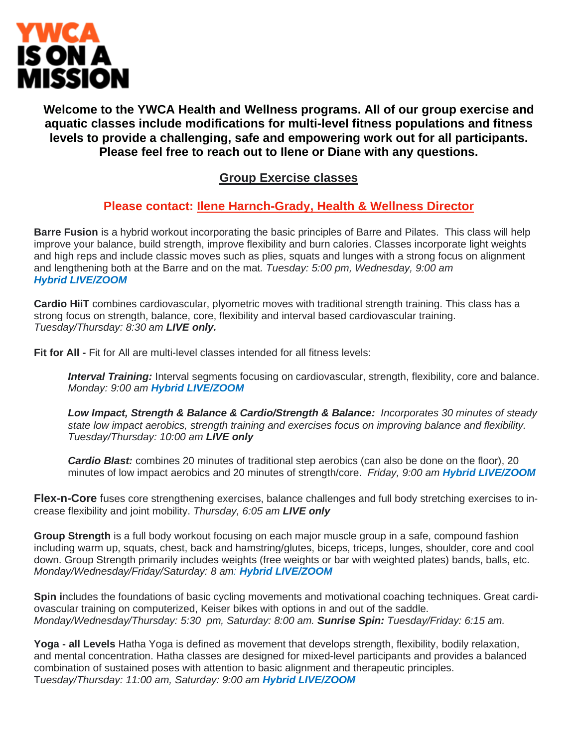**YWCA IS ON A MISSION**

**Welcome to the YWCA Health and Wellness programs. All of our group exercise and aquatic classes include modifications for multi-level fitness populations and fitness levels to provide a challenging, safe and empowering work out for all participants. Please feel free to reach out to Ilene or Diane with any questions.**

## Group Exercise classes

### Please contact: Ilene Harnch-Grady, Health & Wellness Director

**Barre Fusion** is a hybrid workout incorporating the basic principles of Barre and Pilates. This class will help improve your balance, build strength, improve flexibility and burn calories. Classes incorporate light weights and high reps and include classic moves such as plies, squats and lunges with a strong focus on alignment and lengthening both at the Barre and on the mat*. Tuesday: 5:00 pm, Wednesday, 9:00 am* ***Hybrid LIVE/ZOOM***

**Cardio HiiT** combines cardiovascular, plyometric moves with traditional strength training. This class has a strong focus on strength, balance, core, flexibility and interval based cardiovascular training. *Tuesday/Thursday: 8:30 am* ***LIVE only.***

**Fit for All -** Fit for All are multi-level classes intended for all fitness levels:

***Interval Training:*** Interval segments focusing on cardiovascular, strength, flexibility, core and balance. *Monday: 9:00 am* ***Hybrid LIVE/ZOOM***

***Low Impact, Strength & Balance & Cardio/Strength & Balance:*** *Incorporates 30 minutes of steady state low impact aerobics, strength training and exercises focus on improving balance and flexibility. Tuesday/Thursday: 10:00 am* ***LIVE only***

***Cardio Blast:*** combines 20 minutes of traditional step aerobics (can also be done on the floor), 20 minutes of low impact aerobics and 20 minutes of strength/core. *Friday, 9:00 am* ***Hybrid LIVE/ZOOM***

**Flex-n-Core** fuses core strengthening exercises, balance challenges and full body stretching exercises to increase flexibility and joint mobility. *Thursday, 6:05 am* ***LIVE only***

**Group Strength** is a full body workout focusing on each major muscle group in a safe, compound fashion including warm up, squats, chest, back and hamstring/glutes, biceps, triceps, lunges, shoulder, core and cool down. Group Strength primarily includes weights (free weights or bar with weighted plates) bands, balls, etc. *Monday/Wednesday/Friday/Saturday: 8 am:* ***Hybrid LIVE/ZOOM***

**Spin i**ncludes the foundations of basic cycling movements and motivational coaching techniques. Great cardiovascular training on computerized, Keiser bikes with options in and out of the saddle. *Monday/Wednesday/Thursday: 5:30 pm, Saturday: 8:00 am.* ***Sunrise Spin:*** *Tuesday/Friday: 6:15 am.*

**Yoga - all Levels** Hatha Yoga is defined as movement that develops strength, flexibility, bodily relaxation, and mental concentration. Hatha classes are designed for mixed-level participants and provides a balanced combination of sustained poses with attention to basic alignment and therapeutic principles. *Tuesday/Thursday: 11:00 am, Saturday: 9:00 am* ***Hybrid LIVE/ZOOM***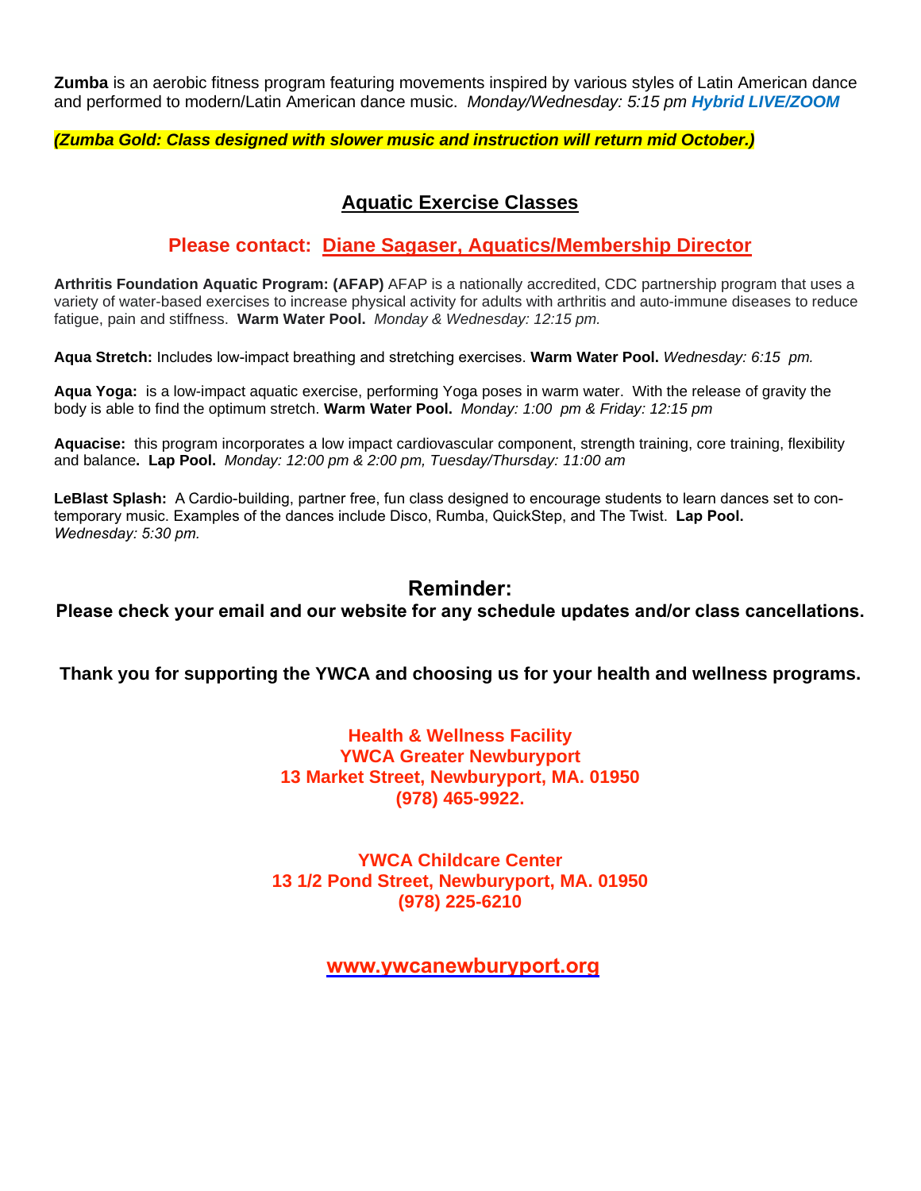**Zumba** is an aerobic fitness program featuring movements inspired by various styles of Latin American dance and performed to modern/Latin American dance music. *Monday/Wednesday: 5:15 pm* ***Hybrid LIVE/ZOOM***

***(Zumba Gold: Class designed with slower music and instruction will return mid October.)***

## Aquatic Exercise Classes

### Please contact: Diane Sagaser, Aquatics/Membership Director

**Arthritis Foundation Aquatic Program: (AFAP)** AFAP is a nationally accredited, CDC partnership program that uses a variety of water-based exercises to increase physical activity for adults with arthritis and auto-immune diseases to reduce fatigue, pain and stiffness. **Warm Water Pool.** *Monday & Wednesday: 12:15 pm.*

**Aqua Stretch:** Includes low-impact breathing and stretching exercises. **Warm Water Pool.** *Wednesday: 6:15 pm.*

**Aqua Yoga:** is a low-impact aquatic exercise, performing Yoga poses in warm water. With the release of gravity the body is able to find the optimum stretch. **Warm Water Pool.** *Monday: 1:00 pm & Friday: 12:15 pm*

**Aquacise:** this program incorporates a low impact cardiovascular component, strength training, core training, flexibility and balance**. Lap Pool.** *Monday: 12:00 pm & 2:00 pm, Tuesday/Thursday: 11:00 am*

**LeBlast Splash:** A Cardio-building, partner free, fun class designed to encourage students to learn dances set to contemporary music. Examples of the dances include Disco, Rumba, QuickStep, and The Twist. **Lap Pool.** *Wednesday: 5:30 pm.*

## Reminder:

**Please check your email and our website for any schedule updates and/or class cancellations.**

**Thank you for supporting the YWCA and choosing us for your health and wellness programs.**

**Health & Wellness Facility**
**YWCA Greater Newburyport**
**13 Market Street, Newburyport, MA. 01950**
**(978) 465-9922.**

**YWCA Childcare Center**
**13 1/2 Pond Street, Newburyport, MA. 01950**
**(978) 225-6210**

**www.ywcanewburyport.org**